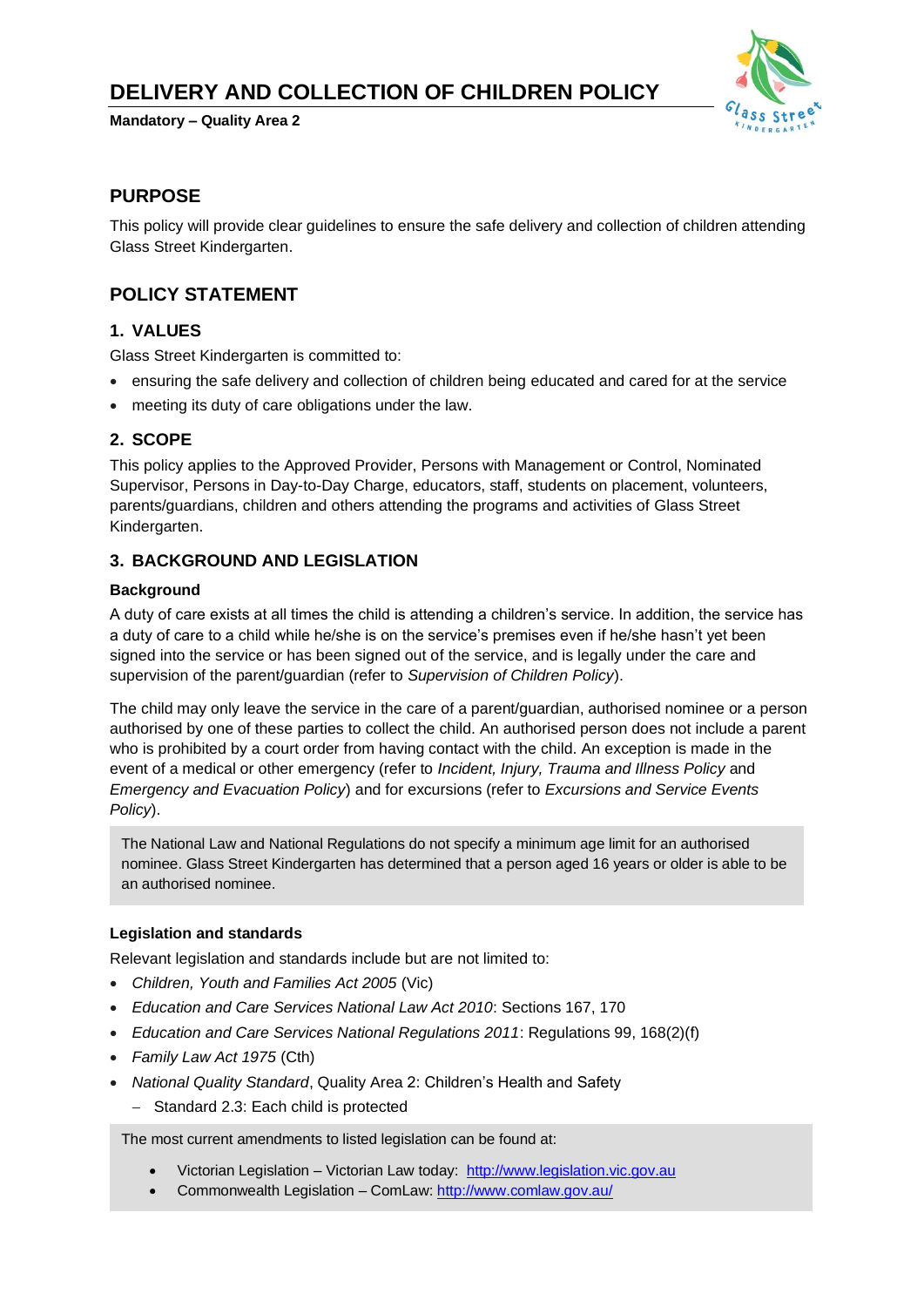# DELIVERY AND COLLECTION OF CHILDREN POLICY

**Mandatory – Quality Area 2**

## PURPOSE

This policy will provide clear guidelines to ensure the safe delivery and collection of children attending Glass Street Kindergarten.

## POLICY STATEMENT

### 1. VALUES

Glass Street Kindergarten is committed to:

- ensuring the safe delivery and collection of children being educated and cared for at the service
- meeting its duty of care obligations under the law.

### 2. SCOPE

This policy applies to the Approved Provider, Persons with Management or Control, Nominated Supervisor, Persons in Day-to-Day Charge, educators, staff, students on placement, volunteers, parents/guardians, children and others attending the programs and activities of Glass Street Kindergarten.

### 3. BACKGROUND AND LEGISLATION

#### Background

A duty of care exists at all times the child is attending a children's service. In addition, the service has a duty of care to a child while he/she is on the service's premises even if he/she hasn't yet been signed into the service or has been signed out of the service, and is legally under the care and supervision of the parent/guardian (refer to *Supervision of Children Policy*).

The child may only leave the service in the care of a parent/guardian, authorised nominee or a person authorised by one of these parties to collect the child. An authorised person does not include a parent who is prohibited by a court order from having contact with the child. An exception is made in the event of a medical or other emergency (refer to *Incident, Injury, Trauma and Illness Policy* and *Emergency and Evacuation Policy*) and for excursions (refer to *Excursions and Service Events Policy*).

The National Law and National Regulations do not specify a minimum age limit for an authorised nominee. Glass Street Kindergarten has determined that a person aged 16 years or older is able to be an authorised nominee.

#### Legislation and standards

Relevant legislation and standards include but are not limited to:

- *Children, Youth and Families Act 2005* (Vic)
- *Education and Care Services National Law Act 2010*: Sections 167, 170
- *Education and Care Services National Regulations 2011*: Regulations 99, 168(2)(f)
- *Family Law Act 1975* (Cth)
- *National Quality Standard*, Quality Area 2: Children's Health and Safety
  - Standard 2.3: Each child is protected

The most current amendments to listed legislation can be found at:

- Victorian Legislation – Victorian Law today: http://www.legislation.vic.gov.au
- Commonwealth Legislation – ComLaw: http://www.comlaw.gov.au/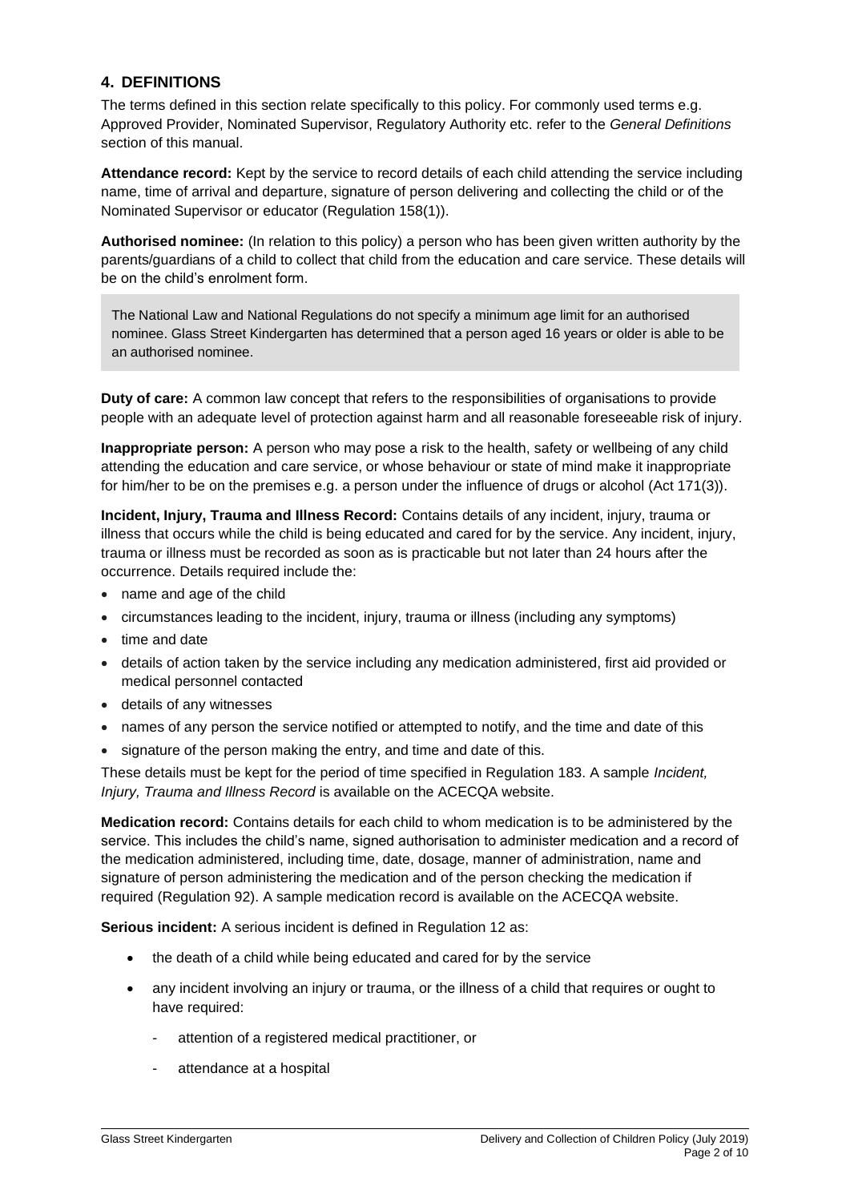## 4. DEFINITIONS

The terms defined in this section relate specifically to this policy. For commonly used terms e.g. Approved Provider, Nominated Supervisor, Regulatory Authority etc. refer to the *General Definitions* section of this manual.

**Attendance record:** Kept by the service to record details of each child attending the service including name, time of arrival and departure, signature of person delivering and collecting the child or of the Nominated Supervisor or educator (Regulation 158(1)).

**Authorised nominee:** (In relation to this policy) a person who has been given written authority by the parents/guardians of a child to collect that child from the education and care service. These details will be on the child's enrolment form.

> The National Law and National Regulations do not specify a minimum age limit for an authorised nominee. Glass Street Kindergarten has determined that a person aged 16 years or older is able to be an authorised nominee.

**Duty of care:** A common law concept that refers to the responsibilities of organisations to provide people with an adequate level of protection against harm and all reasonable foreseeable risk of injury.

**Inappropriate person:** A person who may pose a risk to the health, safety or wellbeing of any child attending the education and care service, or whose behaviour or state of mind make it inappropriate for him/her to be on the premises e.g. a person under the influence of drugs or alcohol (Act 171(3)).

**Incident, Injury, Trauma and Illness Record:** Contains details of any incident, injury, trauma or illness that occurs while the child is being educated and cared for by the service. Any incident, injury, trauma or illness must be recorded as soon as is practicable but not later than 24 hours after the occurrence. Details required include the:

- name and age of the child
- circumstances leading to the incident, injury, trauma or illness (including any symptoms)
- time and date
- details of action taken by the service including any medication administered, first aid provided or medical personnel contacted
- details of any witnesses
- names of any person the service notified or attempted to notify, and the time and date of this
- signature of the person making the entry, and time and date of this.

These details must be kept for the period of time specified in Regulation 183. A sample *Incident, Injury, Trauma and Illness Record* is available on the ACECQA website.

**Medication record:** Contains details for each child to whom medication is to be administered by the service. This includes the child's name, signed authorisation to administer medication and a record of the medication administered, including time, date, dosage, manner of administration, name and signature of person administering the medication and of the person checking the medication if required (Regulation 92). A sample medication record is available on the ACECQA website.

**Serious incident:** A serious incident is defined in Regulation 12 as:

- the death of a child while being educated and cared for by the service
- any incident involving an injury or trauma, or the illness of a child that requires or ought to have required:
  - attention of a registered medical practitioner, or
  - attendance at a hospital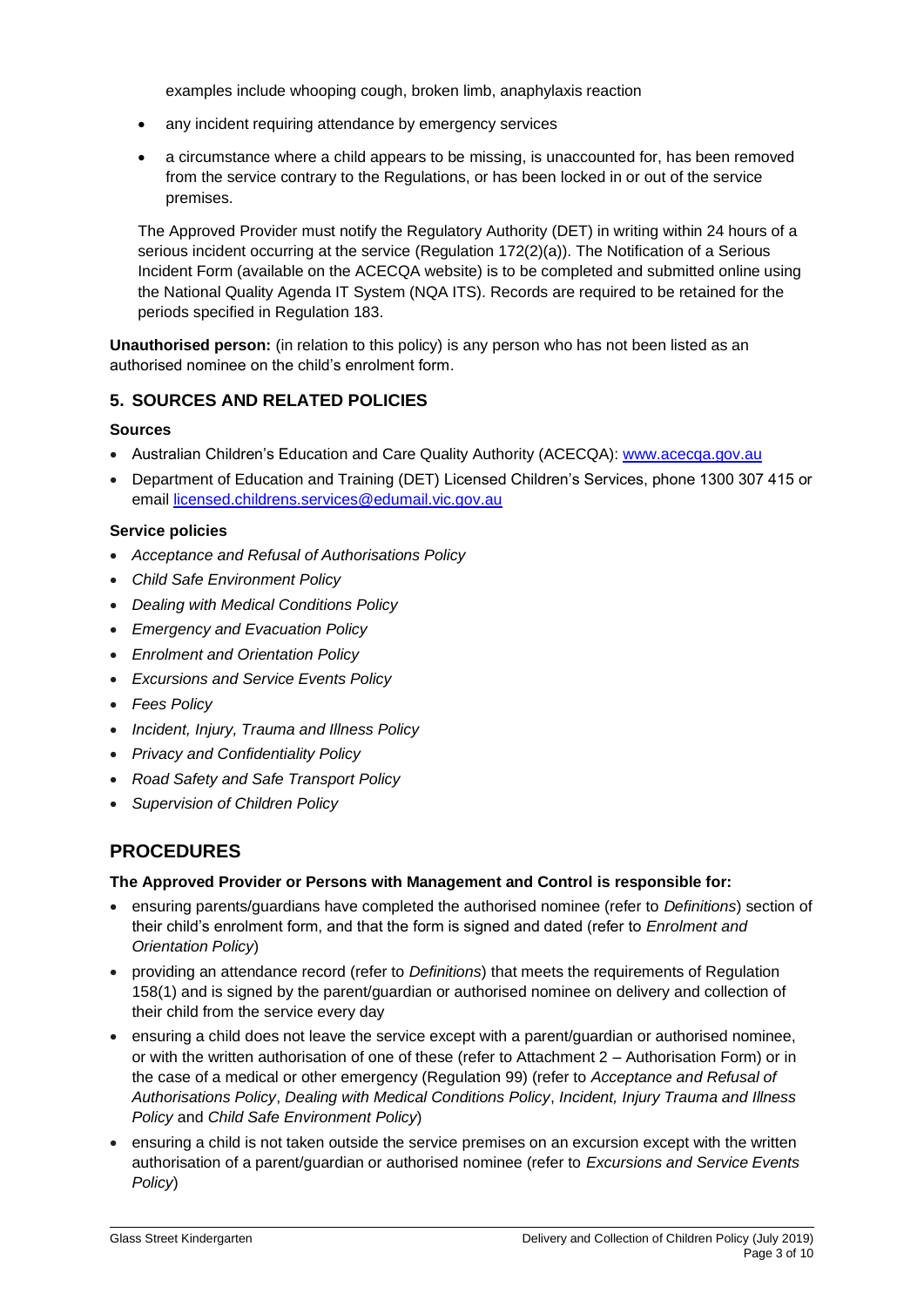examples include whooping cough, broken limb, anaphylaxis reaction

- any incident requiring attendance by emergency services
- a circumstance where a child appears to be missing, is unaccounted for, has been removed from the service contrary to the Regulations, or has been locked in or out of the service premises.

The Approved Provider must notify the Regulatory Authority (DET) in writing within 24 hours of a serious incident occurring at the service (Regulation 172(2)(a)). The Notification of a Serious Incident Form (available on the ACECQA website) is to be completed and submitted online using the National Quality Agenda IT System (NQA ITS). Records are required to be retained for the periods specified in Regulation 183.

**Unauthorised person:** (in relation to this policy) is any person who has not been listed as an authorised nominee on the child's enrolment form.

## 5. SOURCES AND RELATED POLICIES

### Sources

- Australian Children's Education and Care Quality Authority (ACECQA): www.acecqa.gov.au
- Department of Education and Training (DET) Licensed Children's Services, phone 1300 307 415 or email licensed.childrens.services@edumail.vic.gov.au

### Service policies

- *Acceptance and Refusal of Authorisations Policy*
- *Child Safe Environment Policy*
- *Dealing with Medical Conditions Policy*
- *Emergency and Evacuation Policy*
- *Enrolment and Orientation Policy*
- *Excursions and Service Events Policy*
- *Fees Policy*
- *Incident, Injury, Trauma and Illness Policy*
- *Privacy and Confidentiality Policy*
- *Road Safety and Safe Transport Policy*
- *Supervision of Children Policy*

# PROCEDURES

### The Approved Provider or Persons with Management and Control is responsible for:

- ensuring parents/guardians have completed the authorised nominee (refer to *Definitions*) section of their child's enrolment form, and that the form is signed and dated (refer to *Enrolment and Orientation Policy*)
- providing an attendance record (refer to *Definitions*) that meets the requirements of Regulation 158(1) and is signed by the parent/guardian or authorised nominee on delivery and collection of their child from the service every day
- ensuring a child does not leave the service except with a parent/guardian or authorised nominee, or with the written authorisation of one of these (refer to Attachment 2 – Authorisation Form) or in the case of a medical or other emergency (Regulation 99) (refer to *Acceptance and Refusal of Authorisations Policy*, *Dealing with Medical Conditions Policy*, *Incident, Injury Trauma and Illness Policy* and *Child Safe Environment Policy*)
- ensuring a child is not taken outside the service premises on an excursion except with the written authorisation of a parent/guardian or authorised nominee (refer to *Excursions and Service Events Policy*)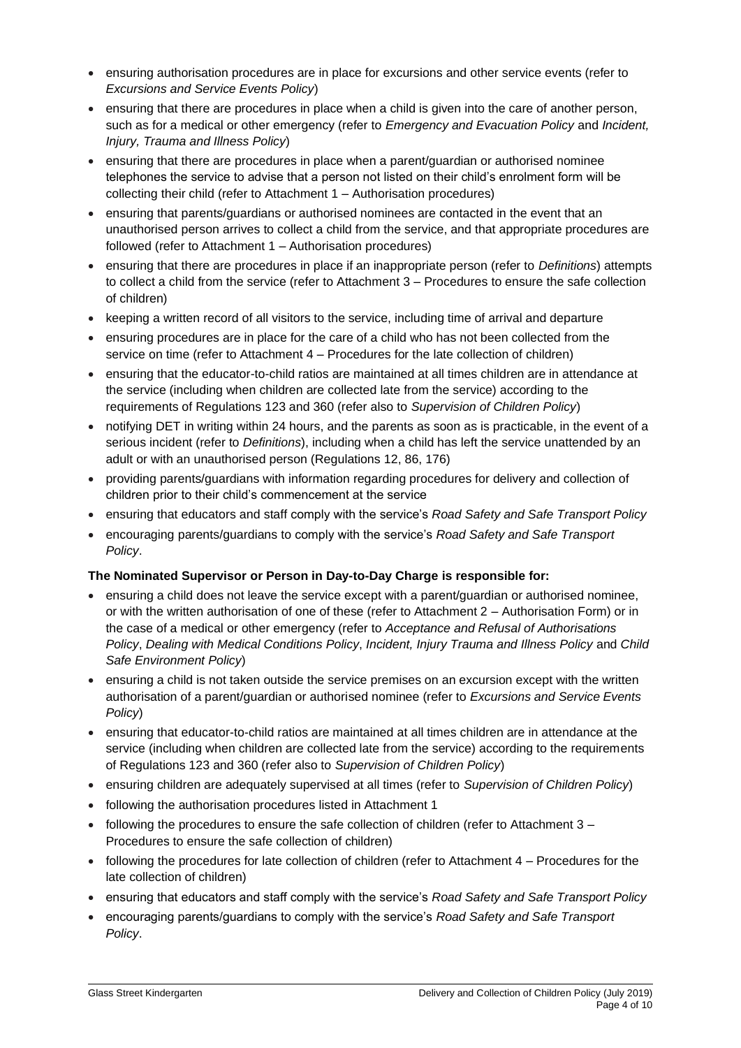- ensuring authorisation procedures are in place for excursions and other service events (refer to *Excursions and Service Events Policy*)
- ensuring that there are procedures in place when a child is given into the care of another person, such as for a medical or other emergency (refer to *Emergency and Evacuation Policy* and *Incident, Injury, Trauma and Illness Policy*)
- ensuring that there are procedures in place when a parent/guardian or authorised nominee telephones the service to advise that a person not listed on their child's enrolment form will be collecting their child (refer to Attachment 1 – Authorisation procedures)
- ensuring that parents/guardians or authorised nominees are contacted in the event that an unauthorised person arrives to collect a child from the service, and that appropriate procedures are followed (refer to Attachment 1 – Authorisation procedures)
- ensuring that there are procedures in place if an inappropriate person (refer to *Definitions*) attempts to collect a child from the service (refer to Attachment 3 – Procedures to ensure the safe collection of children)
- keeping a written record of all visitors to the service, including time of arrival and departure
- ensuring procedures are in place for the care of a child who has not been collected from the service on time (refer to Attachment 4 – Procedures for the late collection of children)
- ensuring that the educator-to-child ratios are maintained at all times children are in attendance at the service (including when children are collected late from the service) according to the requirements of Regulations 123 and 360 (refer also to *Supervision of Children Policy*)
- notifying DET in writing within 24 hours, and the parents as soon as is practicable, in the event of a serious incident (refer to *Definitions*), including when a child has left the service unattended by an adult or with an unauthorised person (Regulations 12, 86, 176)
- providing parents/guardians with information regarding procedures for delivery and collection of children prior to their child's commencement at the service
- ensuring that educators and staff comply with the service's *Road Safety and Safe Transport Policy*
- encouraging parents/guardians to comply with the service's *Road Safety and Safe Transport Policy*.

**The Nominated Supervisor or Person in Day-to-Day Charge is responsible for:**

- ensuring a child does not leave the service except with a parent/guardian or authorised nominee, or with the written authorisation of one of these (refer to Attachment 2 – Authorisation Form) or in the case of a medical or other emergency (refer to *Acceptance and Refusal of Authorisations Policy*, *Dealing with Medical Conditions Policy*, *Incident, Injury Trauma and Illness Policy* and *Child Safe Environment Policy*)
- ensuring a child is not taken outside the service premises on an excursion except with the written authorisation of a parent/guardian or authorised nominee (refer to *Excursions and Service Events Policy*)
- ensuring that educator-to-child ratios are maintained at all times children are in attendance at the service (including when children are collected late from the service) according to the requirements of Regulations 123 and 360 (refer also to *Supervision of Children Policy*)
- ensuring children are adequately supervised at all times (refer to *Supervision of Children Policy*)
- following the authorisation procedures listed in Attachment 1
- following the procedures to ensure the safe collection of children (refer to Attachment 3 – Procedures to ensure the safe collection of children)
- following the procedures for late collection of children (refer to Attachment 4 – Procedures for the late collection of children)
- ensuring that educators and staff comply with the service's *Road Safety and Safe Transport Policy*
- encouraging parents/guardians to comply with the service's *Road Safety and Safe Transport Policy*.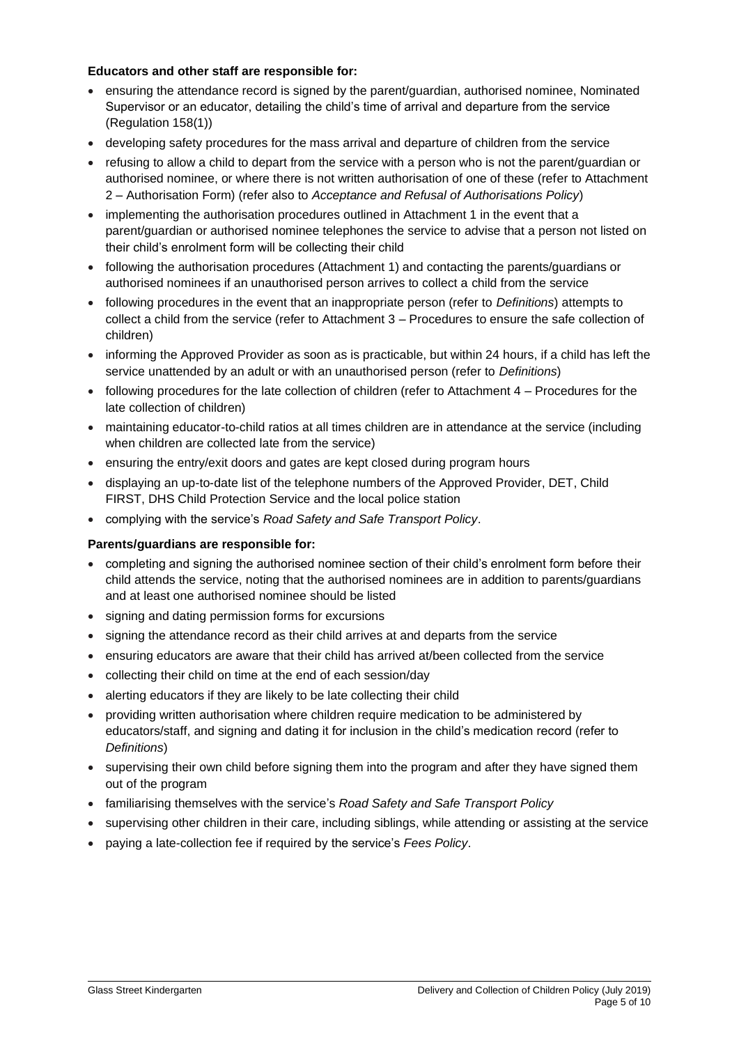**Educators and other staff are responsible for:**

- ensuring the attendance record is signed by the parent/guardian, authorised nominee, Nominated Supervisor or an educator, detailing the child's time of arrival and departure from the service (Regulation 158(1))
- developing safety procedures for the mass arrival and departure of children from the service
- refusing to allow a child to depart from the service with a person who is not the parent/guardian or authorised nominee, or where there is not written authorisation of one of these (refer to Attachment 2 – Authorisation Form) (refer also to *Acceptance and Refusal of Authorisations Policy*)
- implementing the authorisation procedures outlined in Attachment 1 in the event that a parent/guardian or authorised nominee telephones the service to advise that a person not listed on their child's enrolment form will be collecting their child
- following the authorisation procedures (Attachment 1) and contacting the parents/guardians or authorised nominees if an unauthorised person arrives to collect a child from the service
- following procedures in the event that an inappropriate person (refer to *Definitions*) attempts to collect a child from the service (refer to Attachment 3 – Procedures to ensure the safe collection of children)
- informing the Approved Provider as soon as is practicable, but within 24 hours, if a child has left the service unattended by an adult or with an unauthorised person (refer to *Definitions*)
- following procedures for the late collection of children (refer to Attachment 4 – Procedures for the late collection of children)
- maintaining educator-to-child ratios at all times children are in attendance at the service (including when children are collected late from the service)
- ensuring the entry/exit doors and gates are kept closed during program hours
- displaying an up-to-date list of the telephone numbers of the Approved Provider, DET, Child FIRST, DHS Child Protection Service and the local police station
- complying with the service's *Road Safety and Safe Transport Policy*.

**Parents/guardians are responsible for:**

- completing and signing the authorised nominee section of their child's enrolment form before their child attends the service, noting that the authorised nominees are in addition to parents/guardians and at least one authorised nominee should be listed
- signing and dating permission forms for excursions
- signing the attendance record as their child arrives at and departs from the service
- ensuring educators are aware that their child has arrived at/been collected from the service
- collecting their child on time at the end of each session/day
- alerting educators if they are likely to be late collecting their child
- providing written authorisation where children require medication to be administered by educators/staff, and signing and dating it for inclusion in the child's medication record (refer to *Definitions*)
- supervising their own child before signing them into the program and after they have signed them out of the program
- familiarising themselves with the service's *Road Safety and Safe Transport Policy*
- supervising other children in their care, including siblings, while attending or assisting at the service
- paying a late-collection fee if required by the service's *Fees Policy*.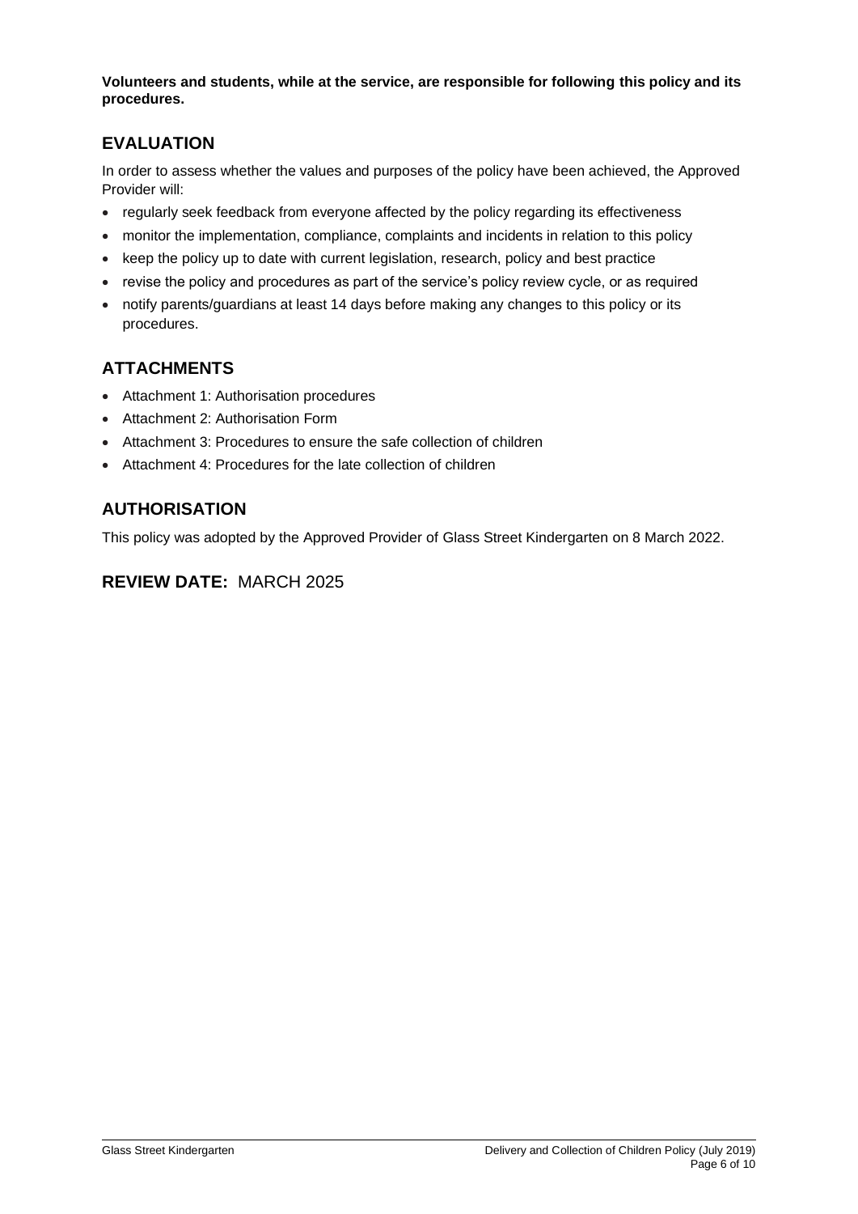**Volunteers and students, while at the service, are responsible for following this policy and its procedures.**

## EVALUATION

In order to assess whether the values and purposes of the policy have been achieved, the Approved Provider will:

- regularly seek feedback from everyone affected by the policy regarding its effectiveness
- monitor the implementation, compliance, complaints and incidents in relation to this policy
- keep the policy up to date with current legislation, research, policy and best practice
- revise the policy and procedures as part of the service's policy review cycle, or as required
- notify parents/guardians at least 14 days before making any changes to this policy or its procedures.

## ATTACHMENTS

- Attachment 1: Authorisation procedures
- Attachment 2: Authorisation Form
- Attachment 3: Procedures to ensure the safe collection of children
- Attachment 4: Procedures for the late collection of children

## AUTHORISATION

This policy was adopted by the Approved Provider of Glass Street Kindergarten on 8 March 2022.

## REVIEW DATE: MARCH 2025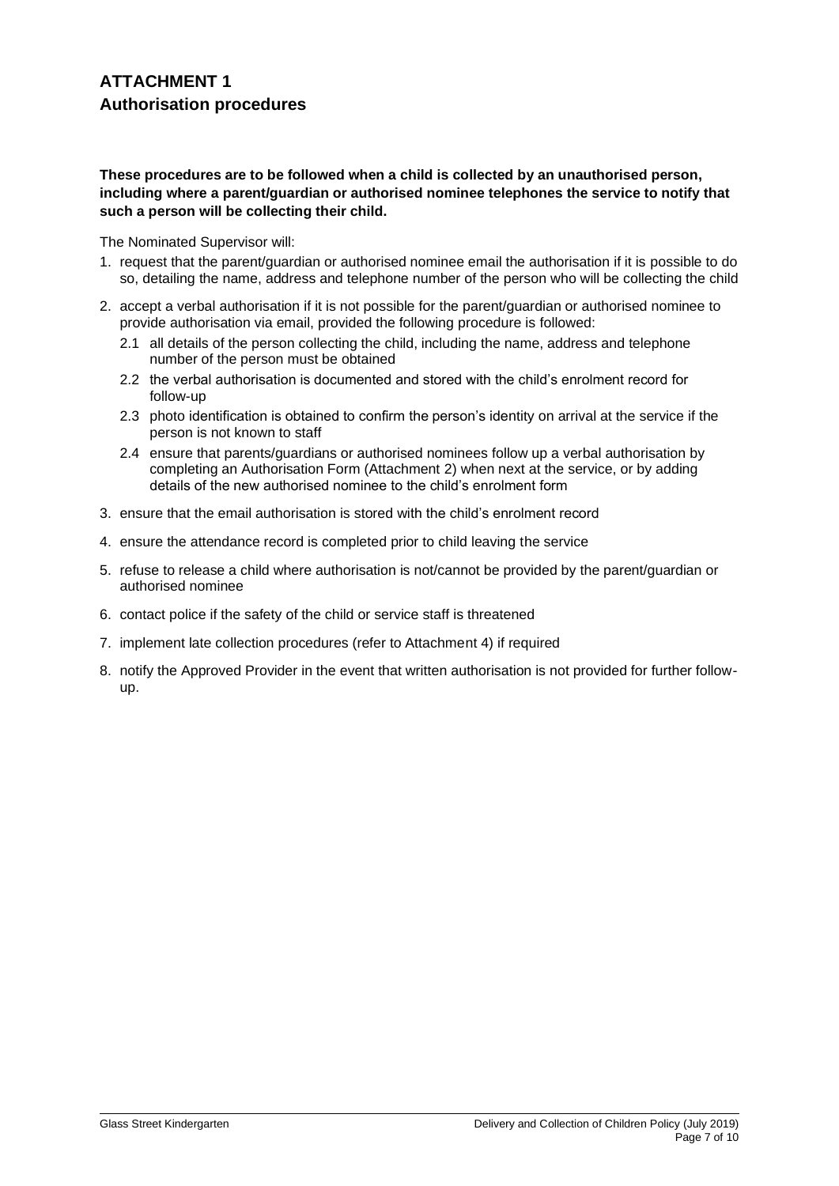# ATTACHMENT 1

## Authorisation procedures

**These procedures are to be followed when a child is collected by an unauthorised person, including where a parent/guardian or authorised nominee telephones the service to notify that such a person will be collecting their child.**

The Nominated Supervisor will:

1. request that the parent/guardian or authorised nominee email the authorisation if it is possible to do so, detailing the name, address and telephone number of the person who will be collecting the child
2. accept a verbal authorisation if it is not possible for the parent/guardian or authorised nominee to provide authorisation via email, provided the following procedure is followed:
   - 2.1 all details of the person collecting the child, including the name, address and telephone number of the person must be obtained
   - 2.2 the verbal authorisation is documented and stored with the child's enrolment record for follow-up
   - 2.3 photo identification is obtained to confirm the person's identity on arrival at the service if the person is not known to staff
   - 2.4 ensure that parents/guardians or authorised nominees follow up a verbal authorisation by completing an Authorisation Form (Attachment 2) when next at the service, or by adding details of the new authorised nominee to the child's enrolment form
3. ensure that the email authorisation is stored with the child's enrolment record
4. ensure the attendance record is completed prior to child leaving the service
5. refuse to release a child where authorisation is not/cannot be provided by the parent/guardian or authorised nominee
6. contact police if the safety of the child or service staff is threatened
7. implement late collection procedures (refer to Attachment 4) if required
8. notify the Approved Provider in the event that written authorisation is not provided for further follow-up.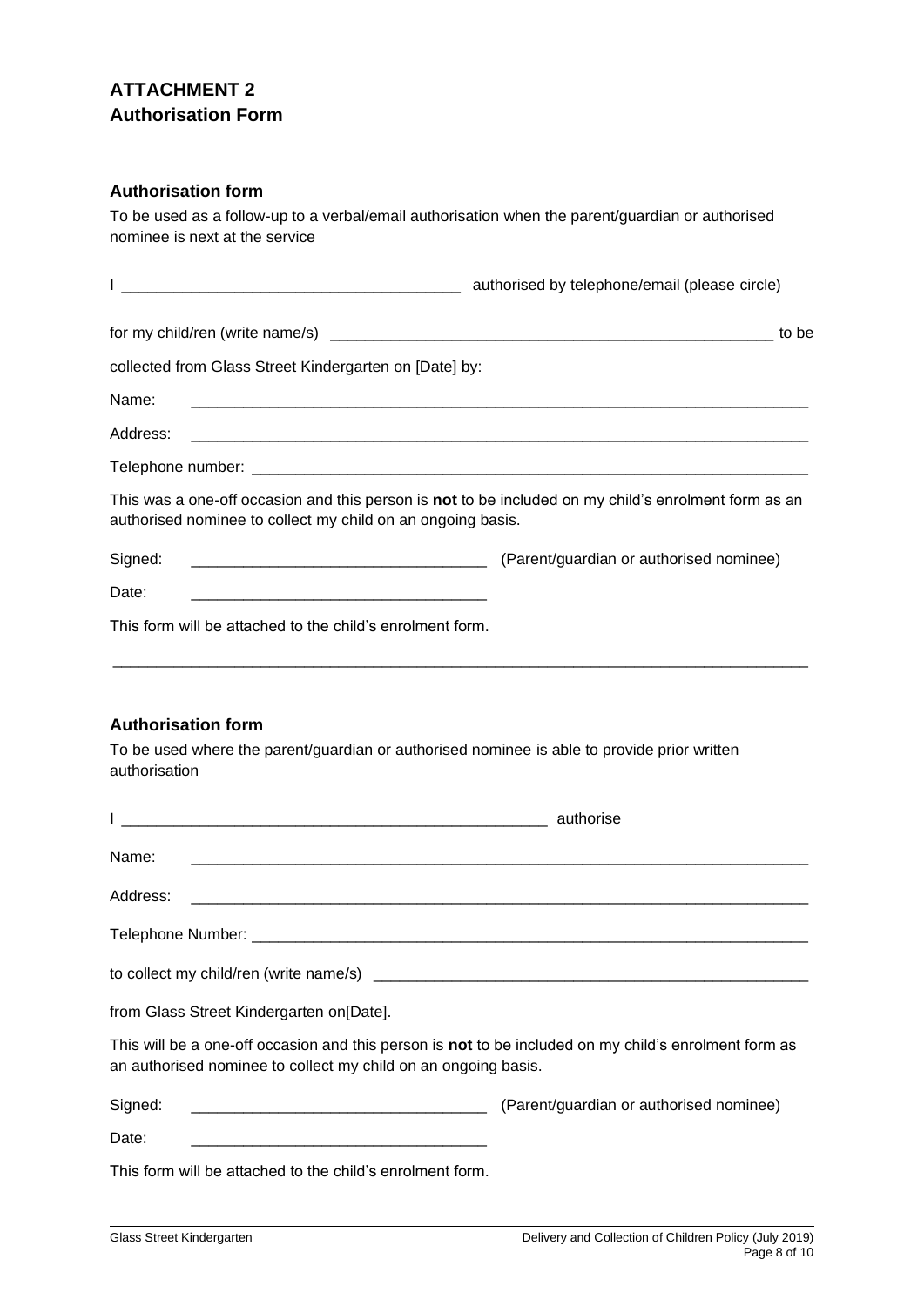## ATTACHMENT 2
## Authorisation Form

### Authorisation form

To be used as a follow-up to a verbal/email authorisation when the parent/guardian or authorised nominee is next at the service

I ______________________________________ authorised by telephone/email (please circle)

for my child/ren (write name/s) ____________________________________________________ to be

collected from Glass Street Kindergarten on [Date] by:

Name: ________________________________________________________________________

Address: ______________________________________________________________________

Telephone number: ______________________________________________________________

This was a one-off occasion and this person is **not** to be included on my child's enrolment form as an authorised nominee to collect my child on an ongoing basis.

Signed: _________________________________ (Parent/guardian or authorised nominee)

Date: _________________________________

This form will be attached to the child's enrolment form.

---

### Authorisation form

To be used where the parent/guardian or authorised nominee is able to provide prior written authorisation

I __________________________________________________ authorise

Name: ________________________________________________________________________

Address: ______________________________________________________________________

Telephone Number: ______________________________________________________________

to collect my child/ren (write name/s) ___________________________________________________

from Glass Street Kindergarten on[Date].

This will be a one-off occasion and this person is **not** to be included on my child's enrolment form as an authorised nominee to collect my child on an ongoing basis.

Signed: _________________________________ (Parent/guardian or authorised nominee)

Date: _________________________________

This form will be attached to the child's enrolment form.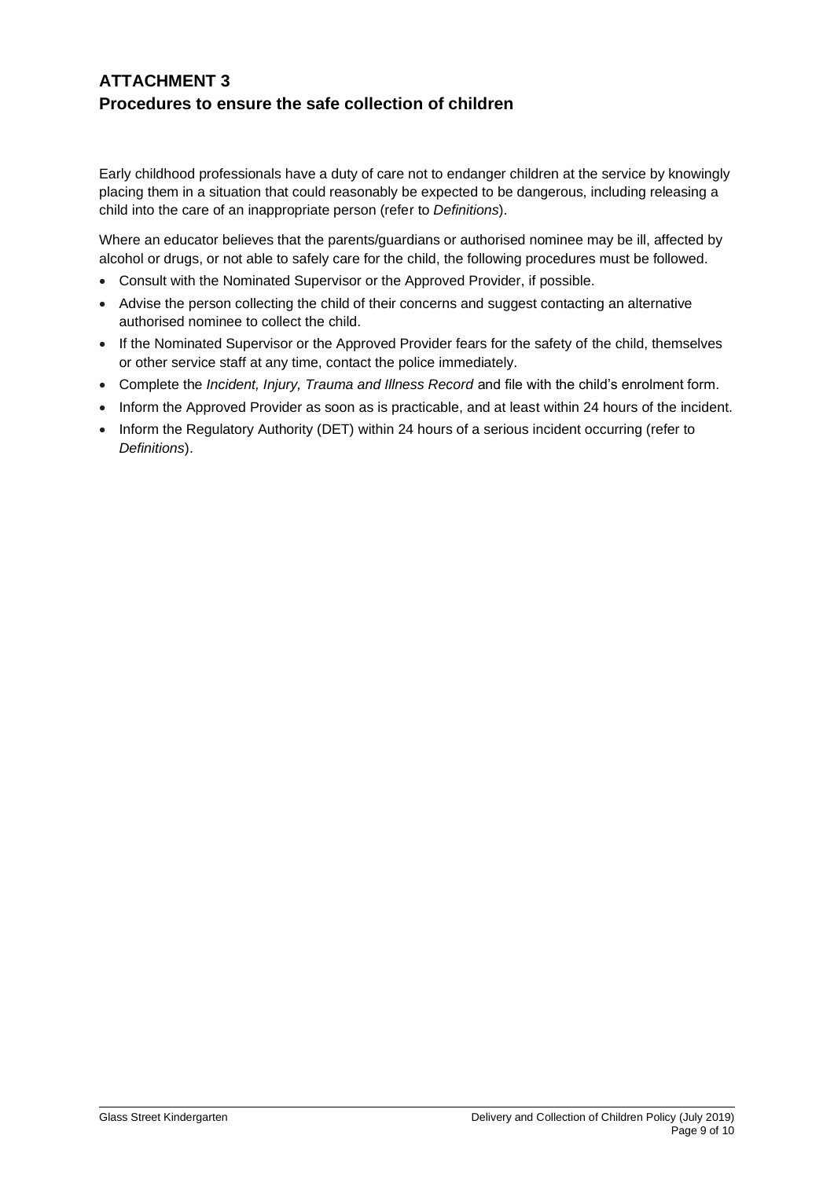## ATTACHMENT 3
## Procedures to ensure the safe collection of children

Early childhood professionals have a duty of care not to endanger children at the service by knowingly placing them in a situation that could reasonably be expected to be dangerous, including releasing a child into the care of an inappropriate person (refer to *Definitions*).

Where an educator believes that the parents/guardians or authorised nominee may be ill, affected by alcohol or drugs, or not able to safely care for the child, the following procedures must be followed.

- Consult with the Nominated Supervisor or the Approved Provider, if possible.
- Advise the person collecting the child of their concerns and suggest contacting an alternative authorised nominee to collect the child.
- If the Nominated Supervisor or the Approved Provider fears for the safety of the child, themselves or other service staff at any time, contact the police immediately.
- Complete the *Incident, Injury, Trauma and Illness Record* and file with the child's enrolment form.
- Inform the Approved Provider as soon as is practicable, and at least within 24 hours of the incident.
- Inform the Regulatory Authority (DET) within 24 hours of a serious incident occurring (refer to *Definitions*).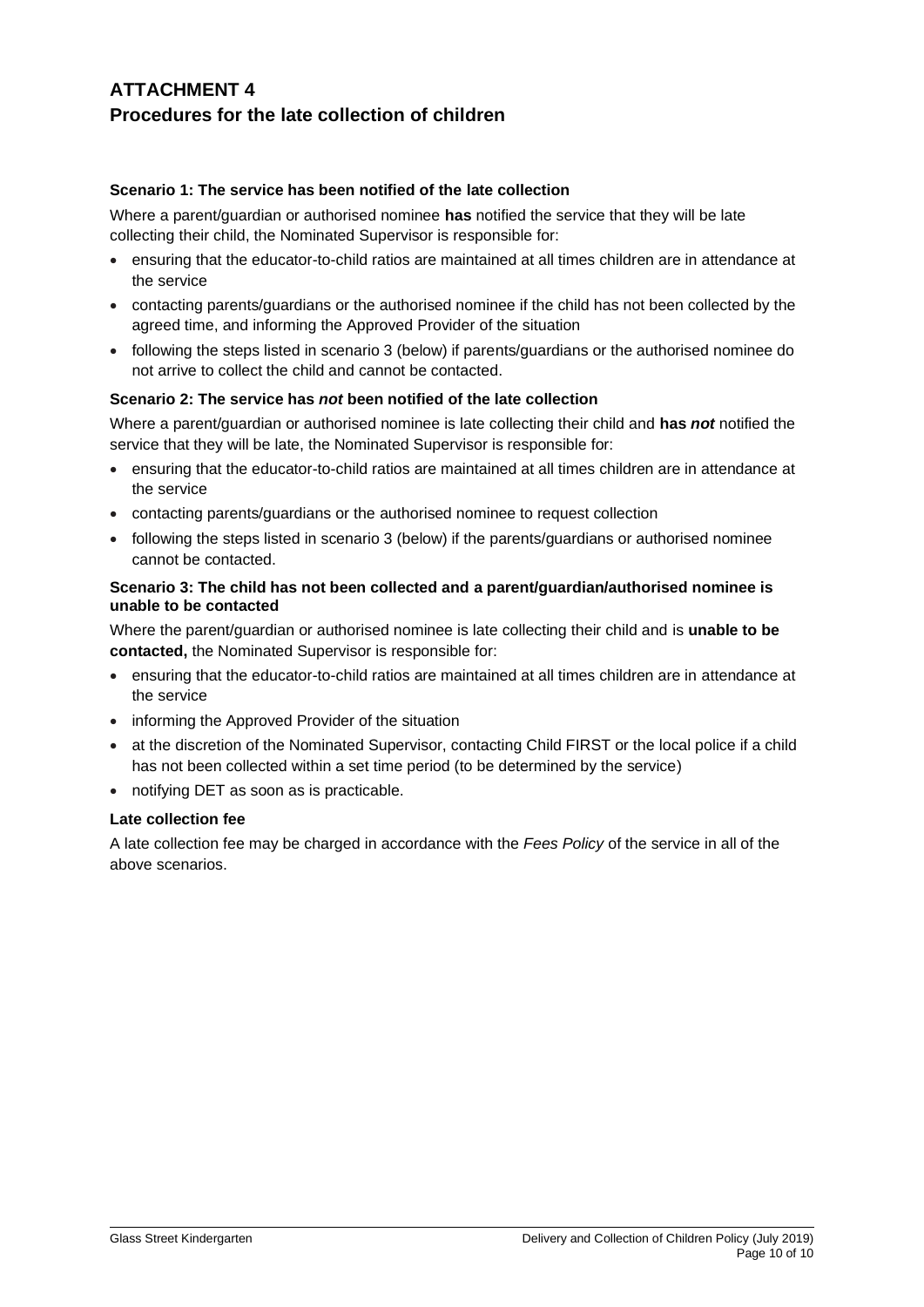# ATTACHMENT 4

## Procedures for the late collection of children

#### Scenario 1: The service has been notified of the late collection

Where a parent/guardian or authorised nominee **has** notified the service that they will be late collecting their child, the Nominated Supervisor is responsible for:

- ensuring that the educator-to-child ratios are maintained at all times children are in attendance at the service
- contacting parents/guardians or the authorised nominee if the child has not been collected by the agreed time, and informing the Approved Provider of the situation
- following the steps listed in scenario 3 (below) if parents/guardians or the authorised nominee do not arrive to collect the child and cannot be contacted.

#### Scenario 2: The service has *not* been notified of the late collection

Where a parent/guardian or authorised nominee is late collecting their child and **has *not*** notified the service that they will be late, the Nominated Supervisor is responsible for:

- ensuring that the educator-to-child ratios are maintained at all times children are in attendance at the service
- contacting parents/guardians or the authorised nominee to request collection
- following the steps listed in scenario 3 (below) if the parents/guardians or authorised nominee cannot be contacted.

#### Scenario 3: The child has not been collected and a parent/guardian/authorised nominee is unable to be contacted

Where the parent/guardian or authorised nominee is late collecting their child and is **unable to be contacted,** the Nominated Supervisor is responsible for:

- ensuring that the educator-to-child ratios are maintained at all times children are in attendance at the service
- informing the Approved Provider of the situation
- at the discretion of the Nominated Supervisor, contacting Child FIRST or the local police if a child has not been collected within a set time period (to be determined by the service)
- notifying DET as soon as is practicable.

#### Late collection fee

A late collection fee may be charged in accordance with the *Fees Policy* of the service in all of the above scenarios.